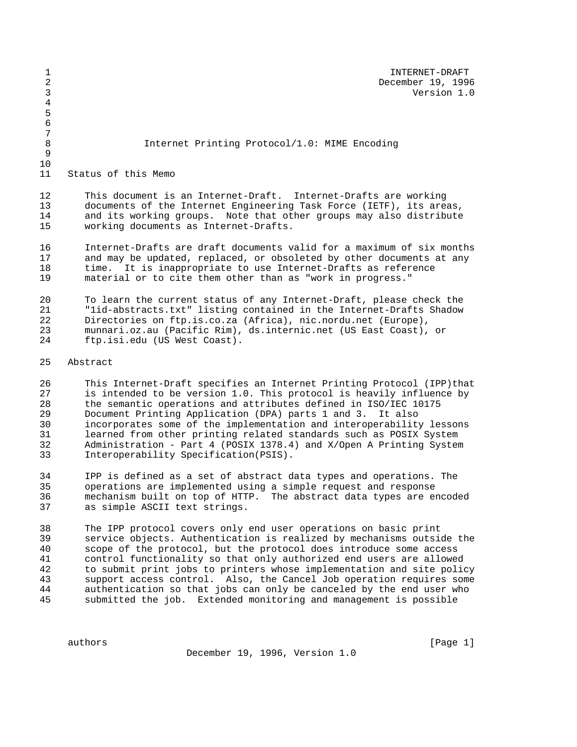INTERNET-DRAFT
December 19, 1996
Version 1.0

# Internet Printing Protocol/1.0: MIME Encoding

## Status of this Memo

This document is an Internet-Draft. Internet-Drafts are working documents of the Internet Engineering Task Force (IETF), its areas, and its working groups. Note that other groups may also distribute working documents as Internet-Drafts.

Internet-Drafts are draft documents valid for a maximum of six months and may be updated, replaced, or obsoleted by other documents at any time. It is inappropriate to use Internet-Drafts as reference material or to cite them other than as "work in progress."

To learn the current status of any Internet-Draft, please check the "1id-abstracts.txt" listing contained in the Internet-Drafts Shadow Directories on ftp.is.co.za (Africa), nic.nordu.net (Europe), munnari.oz.au (Pacific Rim), ds.internic.net (US East Coast), or ftp.isi.edu (US West Coast).

## Abstract

This Internet-Draft specifies an Internet Printing Protocol (IPP)that is intended to be version 1.0. This protocol is heavily influence by the semantic operations and attributes defined in ISO/IEC 10175 Document Printing Application (DPA) parts 1 and 3. It also incorporates some of the implementation and interoperability lessons learned from other printing related standards such as POSIX System Administration - Part 4 (POSIX 1378.4) and X/Open A Printing System Interoperability Specification(PSIS).

IPP is defined as a set of abstract data types and operations. The operations are implemented using a simple request and response mechanism built on top of HTTP. The abstract data types are encoded as simple ASCII text strings.

The IPP protocol covers only end user operations on basic print service objects. Authentication is realized by mechanisms outside the scope of the protocol, but the protocol does introduce some access control functionality so that only authorized end users are allowed to submit print jobs to printers whose implementation and site policy support access control. Also, the Cancel Job operation requires some authentication so that jobs can only be canceled by the end user who submitted the job. Extended monitoring and management is possible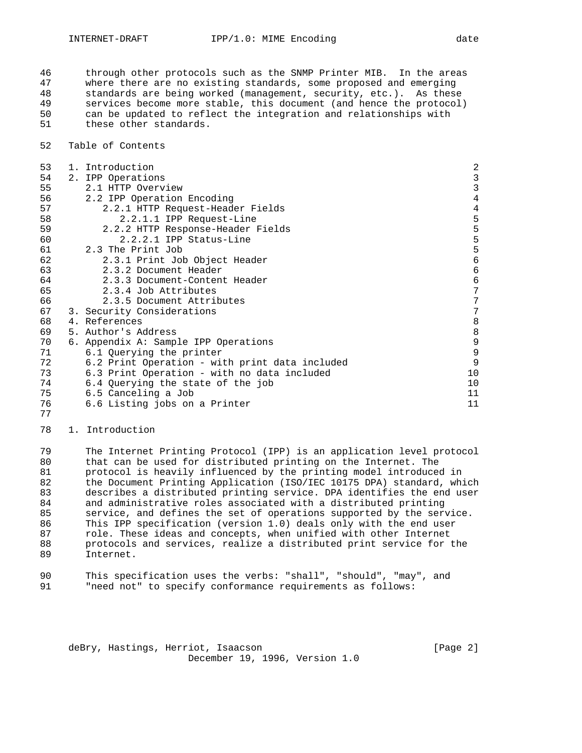through other protocols such as the SNMP Printer MIB. In the areas where there are no existing standards, some proposed and emerging standards are being worked (management, security, etc.). As these services become more stable, this document (and hence the protocol) can be updated to reflect the integration and relationships with these other standards.

## Table of Contents

- 1. Introduction 2
- 2. IPP Operations 3
  - 2.1 HTTP Overview 3
  - 2.2 IPP Operation Encoding 4
    - 2.2.1 HTTP Request-Header Fields 4
      - 2.2.1.1 IPP Request-Line 5
    - 2.2.2 HTTP Response-Header Fields 5
      - 2.2.2.1 IPP Status-Line 5
  - 2.3 The Print Job 5
    - 2.3.1 Print Job Object Header 6
    - 2.3.2 Document Header 6
    - 2.3.3 Document-Content Header 6
    - 2.3.4 Job Attributes 7
    - 2.3.5 Document Attributes 7
- 3. Security Considerations 7
- 4. References 8
- 5. Author's Address 8
- 6. Appendix A: Sample IPP Operations 9
  - 6.1 Querying the printer 9
  - 6.2 Print Operation - with print data included 9
  - 6.3 Print Operation - with no data included 10
  - 6.4 Querying the state of the job 10
  - 6.5 Canceling a Job 11
  - 6.6 Listing jobs on a Printer 11

## 1. Introduction

The Internet Printing Protocol (IPP) is an application level protocol that can be used for distributed printing on the Internet. The protocol is heavily influenced by the printing model introduced in the Document Printing Application (ISO/IEC 10175 DPA) standard, which describes a distributed printing service. DPA identifies the end user and administrative roles associated with a distributed printing service, and defines the set of operations supported by the service. This IPP specification (version 1.0) deals only with the end user role. These ideas and concepts, when unified with other Internet protocols and services, realize a distributed print service for the Internet.

This specification uses the verbs: "shall", "should", "may", and "need not" to specify conformance requirements as follows: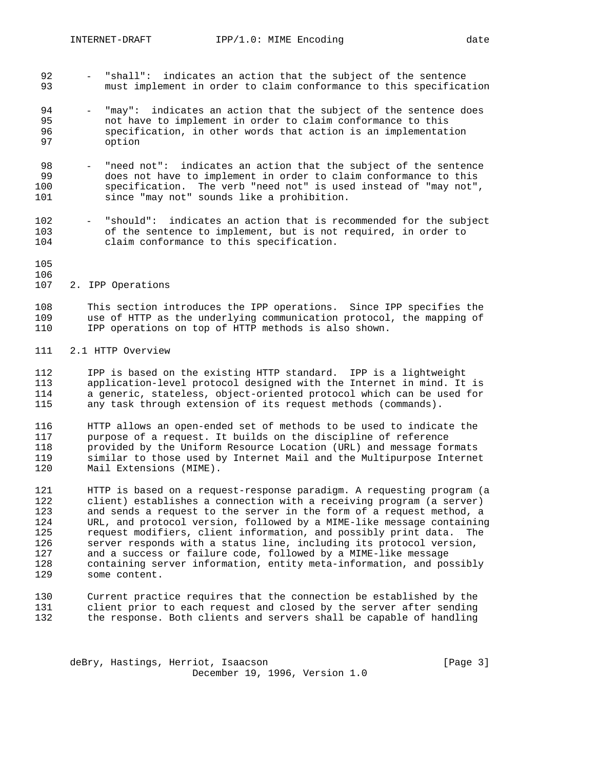- "shall": indicates an action that the subject of the sentence must implement in order to claim conformance to this specification

- "may": indicates an action that the subject of the sentence does not have to implement in order to claim conformance to this specification, in other words that action is an implementation option

- "need not": indicates an action that the subject of the sentence does not have to implement in order to claim conformance to this specification. The verb "need not" is used instead of "may not", since "may not" sounds like a prohibition.

- "should": indicates an action that is recommended for the subject of the sentence to implement, but is not required, in order to claim conformance to this specification.

## 2. IPP Operations

This section introduces the IPP operations. Since IPP specifies the use of HTTP as the underlying communication protocol, the mapping of IPP operations on top of HTTP methods is also shown.

### 2.1 HTTP Overview

IPP is based on the existing HTTP standard. IPP is a lightweight application-level protocol designed with the Internet in mind. It is a generic, stateless, object-oriented protocol which can be used for any task through extension of its request methods (commands).

HTTP allows an open-ended set of methods to be used to indicate the purpose of a request. It builds on the discipline of reference provided by the Uniform Resource Location (URL) and message formats similar to those used by Internet Mail and the Multipurpose Internet Mail Extensions (MIME).

HTTP is based on a request-response paradigm. A requesting program (a client) establishes a connection with a receiving program (a server) and sends a request to the server in the form of a request method, a URL, and protocol version, followed by a MIME-like message containing request modifiers, client information, and possibly print data. The server responds with a status line, including its protocol version, and a success or failure code, followed by a MIME-like message containing server information, entity meta-information, and possibly some content.

Current practice requires that the connection be established by the client prior to each request and closed by the server after sending the response. Both clients and servers shall be capable of handling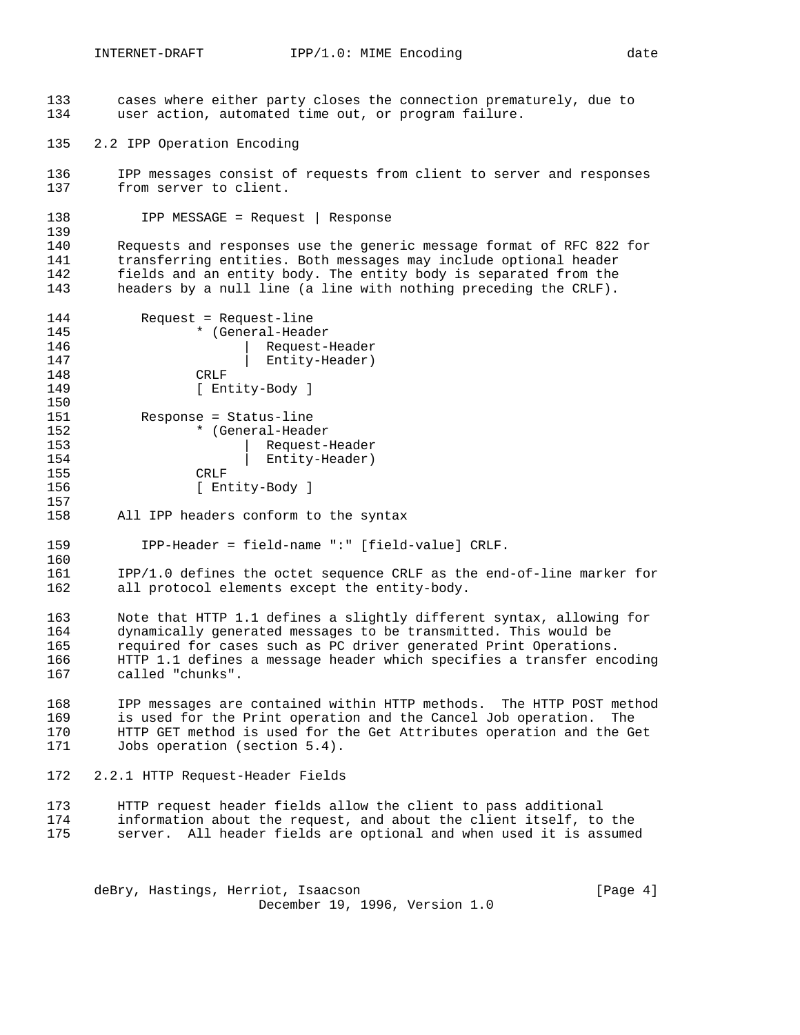cases where either party closes the connection prematurely, due to user action, automated time out, or program failure.

## 2.2 IPP Operation Encoding

IPP messages consist of requests from client to server and responses from server to client.

```
IPP MESSAGE = Request | Response
```

Requests and responses use the generic message format of RFC 822 for transferring entities. Both messages may include optional header fields and an entity body. The entity body is separated from the headers by a null line (a line with nothing preceding the CRLF).

```
Request = Request-line
        * (General-Header
              |  Request-Header
              |  Entity-Header)
        CRLF
        [ Entity-Body ]

Response = Status-line
        * (General-Header
              |  Request-Header
              |  Entity-Header)
        CRLF
        [ Entity-Body ]
```

All IPP headers conform to the syntax

```
IPP-Header = field-name ":" [field-value] CRLF.
```

IPP/1.0 defines the octet sequence CRLF as the end-of-line marker for all protocol elements except the entity-body.

Note that HTTP 1.1 defines a slightly different syntax, allowing for dynamically generated messages to be transmitted. This would be required for cases such as PC driver generated Print Operations. HTTP 1.1 defines a message header which specifies a transfer encoding called "chunks".

IPP messages are contained within HTTP methods. The HTTP POST method is used for the Print operation and the Cancel Job operation. The HTTP GET method is used for the Get Attributes operation and the Get Jobs operation (section 5.4).

### 2.2.1 HTTP Request-Header Fields

HTTP request header fields allow the client to pass additional information about the request, and about the client itself, to the server. All header fields are optional and when used it is assumed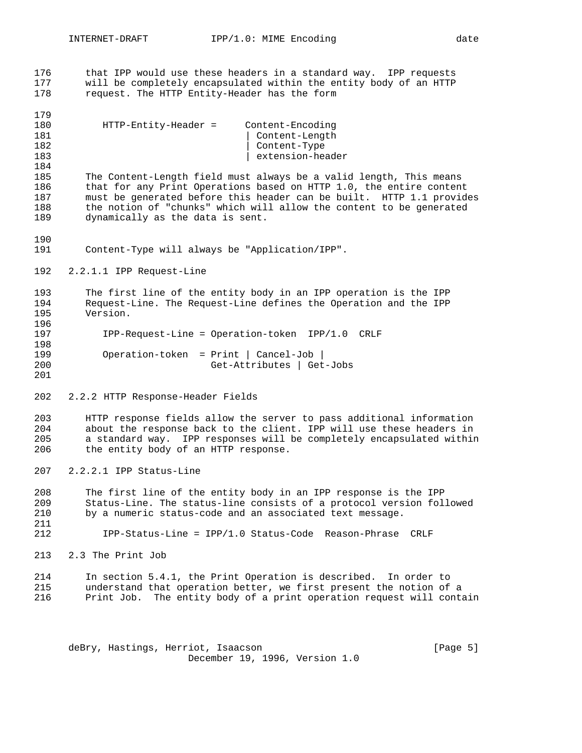that IPP would use these headers in a standard way. IPP requests will be completely encapsulated within the entity body of an HTTP request. The HTTP Entity-Header has the form

```
HTTP-Entity-Header =     Content-Encoding
                         | Content-Length
                         | Content-Type
                         | extension-header
```

The Content-Length field must always be a valid length, This means that for any Print Operations based on HTTP 1.0, the entire content must be generated before this header can be built. HTTP 1.1 provides the notion of "chunks" which will allow the content to be generated dynamically as the data is sent.

Content-Type will always be "Application/IPP".

#### 2.2.1.1 IPP Request-Line

The first line of the entity body in an IPP operation is the IPP Request-Line. The Request-Line defines the Operation and the IPP Version.

```
IPP-Request-Line = Operation-token  IPP/1.0  CRLF

Operation-token  = Print | Cancel-Job |
                   Get-Attributes | Get-Jobs
```

### 2.2.2 HTTP Response-Header Fields

HTTP response fields allow the server to pass additional information about the response back to the client. IPP will use these headers in a standard way. IPP responses will be completely encapsulated within the entity body of an HTTP response.

#### 2.2.2.1 IPP Status-Line

The first line of the entity body in an IPP response is the IPP Status-Line. The status-line consists of a protocol version followed by a numeric status-code and an associated text message.

```
IPP-Status-Line = IPP/1.0 Status-Code  Reason-Phrase  CRLF
```

## 2.3 The Print Job

In section 5.4.1, the Print Operation is described. In order to understand that operation better, we first present the notion of a Print Job. The entity body of a print operation request will contain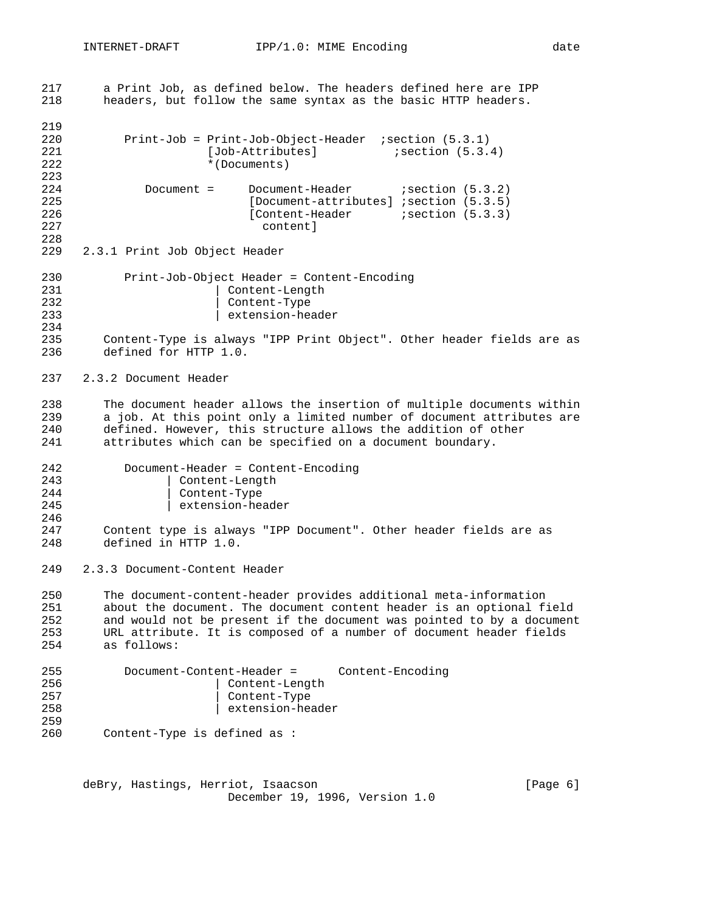a Print Job, as defined below. The headers defined here are IPP headers, but follow the same syntax as the basic HTTP headers.

```
   Print-Job = Print-Job-Object-Header  ;section (5.3.1)
               [Job-Attributes]          ;section (5.3.4)
               *(Documents)

      Document =     Document-Header       ;section (5.3.2)
                     [Document-attributes] ;section (5.3.5)
                     [Content-Header       ;section (5.3.3)
                       content]
```

### 2.3.1 Print Job Object Header

```
   Print-Job-Object Header = Content-Encoding
                  | Content-Length
                  | Content-Type
                  | extension-header
```

Content-Type is always "IPP Print Object". Other header fields are as defined for HTTP 1.0.

### 2.3.2 Document Header

The document header allows the insertion of multiple documents within a job. At this point only a limited number of document attributes are defined. However, this structure allows the addition of other attributes which can be specified on a document boundary.

```
   Document-Header = Content-Encoding
           | Content-Length
           | Content-Type
           | extension-header
```

Content type is always "IPP Document". Other header fields are as defined in HTTP 1.0.

### 2.3.3 Document-Content Header

The document-content-header provides additional meta-information about the document. The document content header is an optional field and would not be present if the document was pointed to by a document URL attribute. It is composed of a number of document header fields as follows:

```
   Document-Content-Header =      Content-Encoding
                  | Content-Length
                  | Content-Type
                  | extension-header
```

Content-Type is defined as :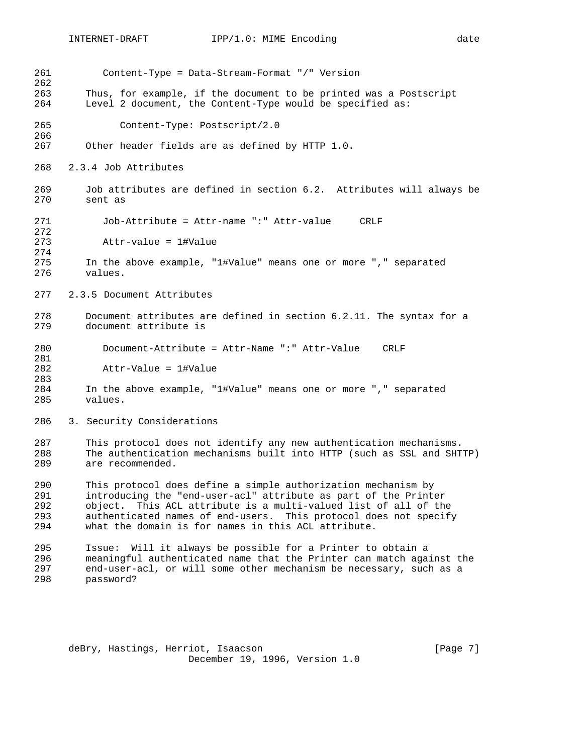```
Content-Type = Data-Stream-Format "/" Version
```

Thus, for example, if the document to be printed was a Postscript Level 2 document, the Content-Type would be specified as:

```
Content-Type: Postscript/2.0
```

Other header fields are as defined by HTTP 1.0.

### 2.3.4 Job Attributes

Job attributes are defined in section 6.2. Attributes will always be sent as

```
Job-Attribute = Attr-name ":" Attr-value     CRLF

Attr-value = 1#Value
```

In the above example, "1#Value" means one or more "," separated values.

### 2.3.5 Document Attributes

Document attributes are defined in section 6.2.11. The syntax for a document attribute is

```
Document-Attribute = Attr-Name ":" Attr-Value    CRLF

Attr-Value = 1#Value
```

In the above example, "1#Value" means one or more "," separated values.

## 3. Security Considerations

This protocol does not identify any new authentication mechanisms. The authentication mechanisms built into HTTP (such as SSL and SHTTP) are recommended.

This protocol does define a simple authorization mechanism by introducing the "end-user-acl" attribute as part of the Printer object. This ACL attribute is a multi-valued list of all of the authenticated names of end-users. This protocol does not specify what the domain is for names in this ACL attribute.

Issue: Will it always be possible for a Printer to obtain a meaningful authenticated name that the Printer can match against the end-user-acl, or will some other mechanism be necessary, such as a password?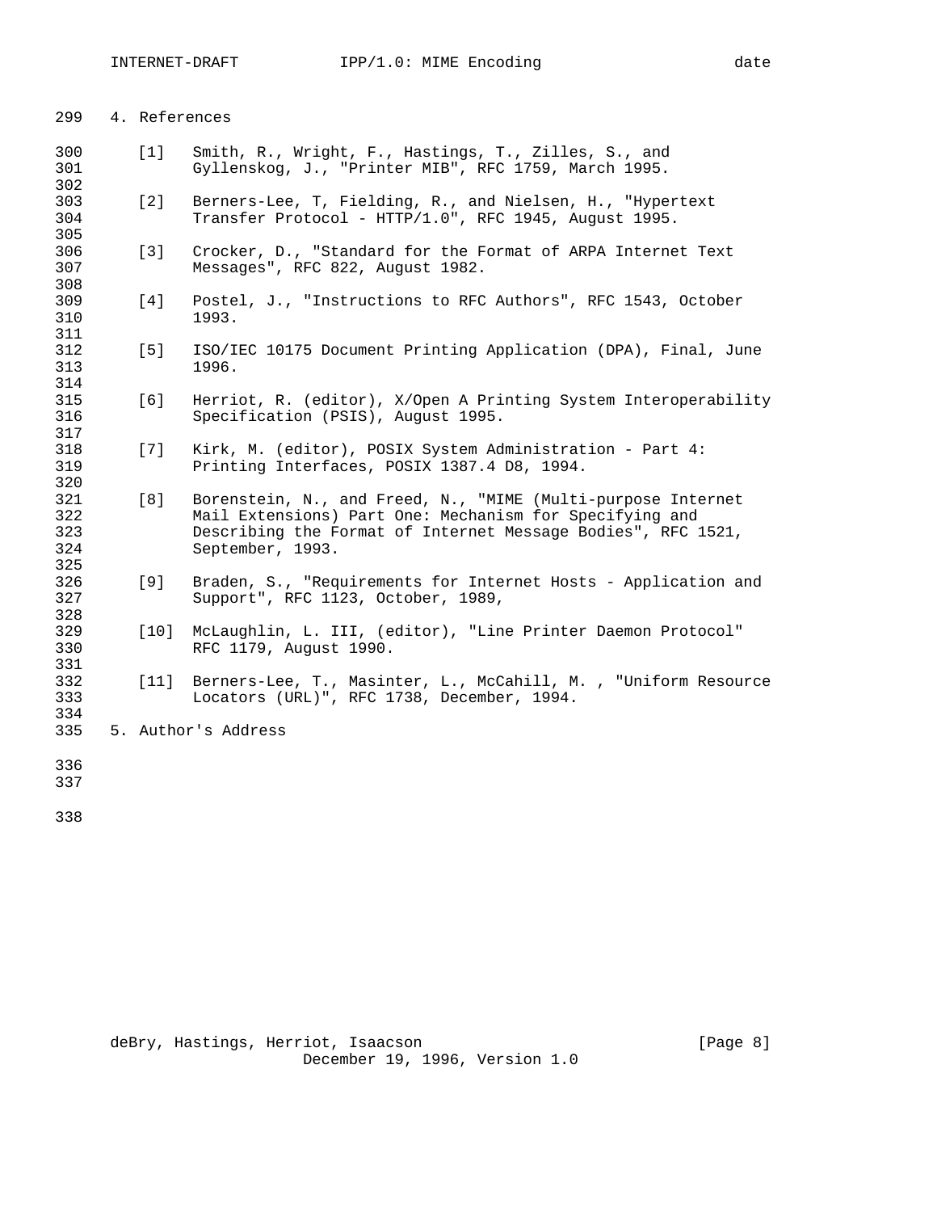## 4. References

[1] Smith, R., Wright, F., Hastings, T., Zilles, S., and Gyllenskog, J., "Printer MIB", RFC 1759, March 1995.

[2] Berners-Lee, T, Fielding, R., and Nielsen, H., "Hypertext Transfer Protocol - HTTP/1.0", RFC 1945, August 1995.

[3] Crocker, D., "Standard for the Format of ARPA Internet Text Messages", RFC 822, August 1982.

[4] Postel, J., "Instructions to RFC Authors", RFC 1543, October 1993.

[5] ISO/IEC 10175 Document Printing Application (DPA), Final, June 1996.

[6] Herriot, R. (editor), X/Open A Printing System Interoperability Specification (PSIS), August 1995.

[7] Kirk, M. (editor), POSIX System Administration - Part 4: Printing Interfaces, POSIX 1387.4 D8, 1994.

[8] Borenstein, N., and Freed, N., "MIME (Multi-purpose Internet Mail Extensions) Part One: Mechanism for Specifying and Describing the Format of Internet Message Bodies", RFC 1521, September, 1993.

[9] Braden, S., "Requirements for Internet Hosts - Application and Support", RFC 1123, October, 1989,

[10] McLaughlin, L. III, (editor), "Line Printer Daemon Protocol" RFC 1179, August 1990.

[11] Berners-Lee, T., Masinter, L., McCahill, M. , "Uniform Resource Locators (URL)", RFC 1738, December, 1994.

## 5. Author's Address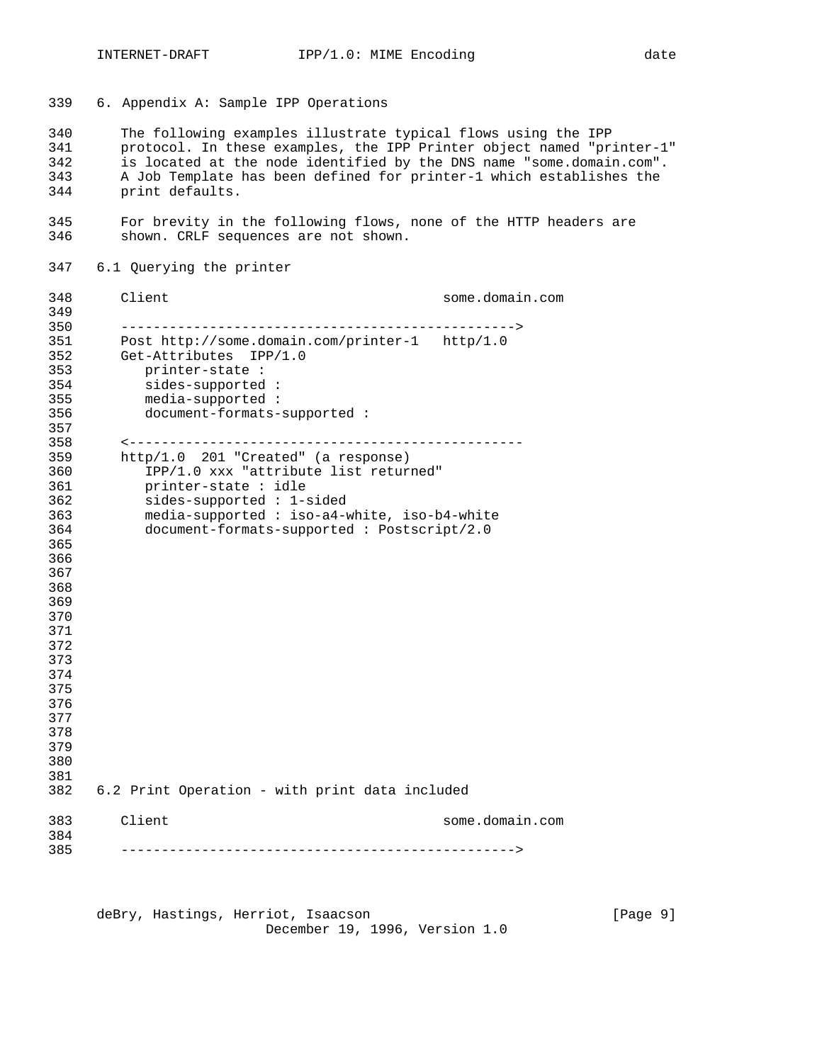# 6. Appendix A: Sample IPP Operations

The following examples illustrate typical flows using the IPP protocol. In these examples, the IPP Printer object named "printer-1" is located at the node identified by the DNS name "some.domain.com". A Job Template has been defined for printer-1 which establishes the print defaults.

For brevity in the following flows, none of the HTTP headers are shown. CRLF sequences are not shown.

## 6.1 Querying the printer

```
Client                                   some.domain.com

------------------------------------------------->
Post http://some.domain.com/printer-1   http/1.0
Get-Attributes  IPP/1.0
   printer-state :
   sides-supported :
   media-supported :
   document-formats-supported :

<-------------------------------------------------
http/1.0  201 "Created" (a response)
   IPP/1.0 xxx "attribute list returned"
   printer-state : idle
   sides-supported : 1-sided
   media-supported : iso-a4-white, iso-b4-white
   document-formats-supported : Postscript/2.0
```

## 6.2 Print Operation - with print data included

```
Client                                   some.domain.com

------------------------------------------------->
```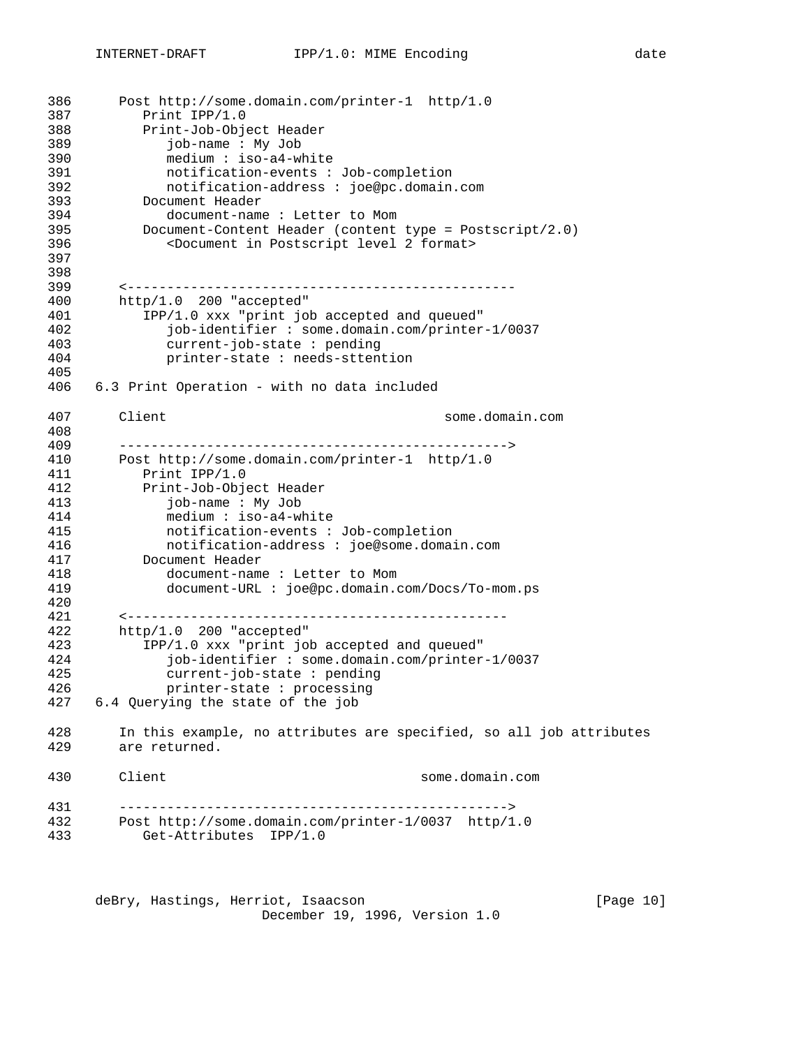```
Post http://some.domain.com/printer-1  http/1.0
   Print IPP/1.0
   Print-Job-Object Header
      job-name : My Job
      medium : iso-a4-white
      notification-events : Job-completion
      notification-address : joe@pc.domain.com
   Document Header
      document-name : Letter to Mom
   Document-Content Header (content type = Postscript/2.0)
      <Document in Postscript level 2 format>


<-------------------------------------------------
http/1.0  200 "accepted"
   IPP/1.0 xxx "print job accepted and queued"
      job-identifier : some.domain.com/printer-1/0037
      current-job-state : pending
      printer-state : needs-sttention
```

## 6.3 Print Operation - with no data included

```
Client                                   some.domain.com

------------------------------------------------->
Post http://some.domain.com/printer-1  http/1.0
   Print IPP/1.0
   Print-Job-Object Header
      job-name : My Job
      medium : iso-a4-white
      notification-events : Job-completion
      notification-address : joe@some.domain.com
   Document Header
      document-name : Letter to Mom
      document-URL : joe@pc.domain.com/Docs/To-mom.ps

<------------------------------------------------
http/1.0  200 "accepted"
   IPP/1.0 xxx "print job accepted and queued"
      job-identifier : some.domain.com/printer-1/0037
      current-job-state : pending
      printer-state : processing
```

## 6.4 Querying the state of the job

In this example, no attributes are specified, so all job attributes are returned.

```
Client                               some.domain.com

------------------------------------------------->
Post http://some.domain.com/printer-1/0037  http/1.0
   Get-Attributes  IPP/1.0
```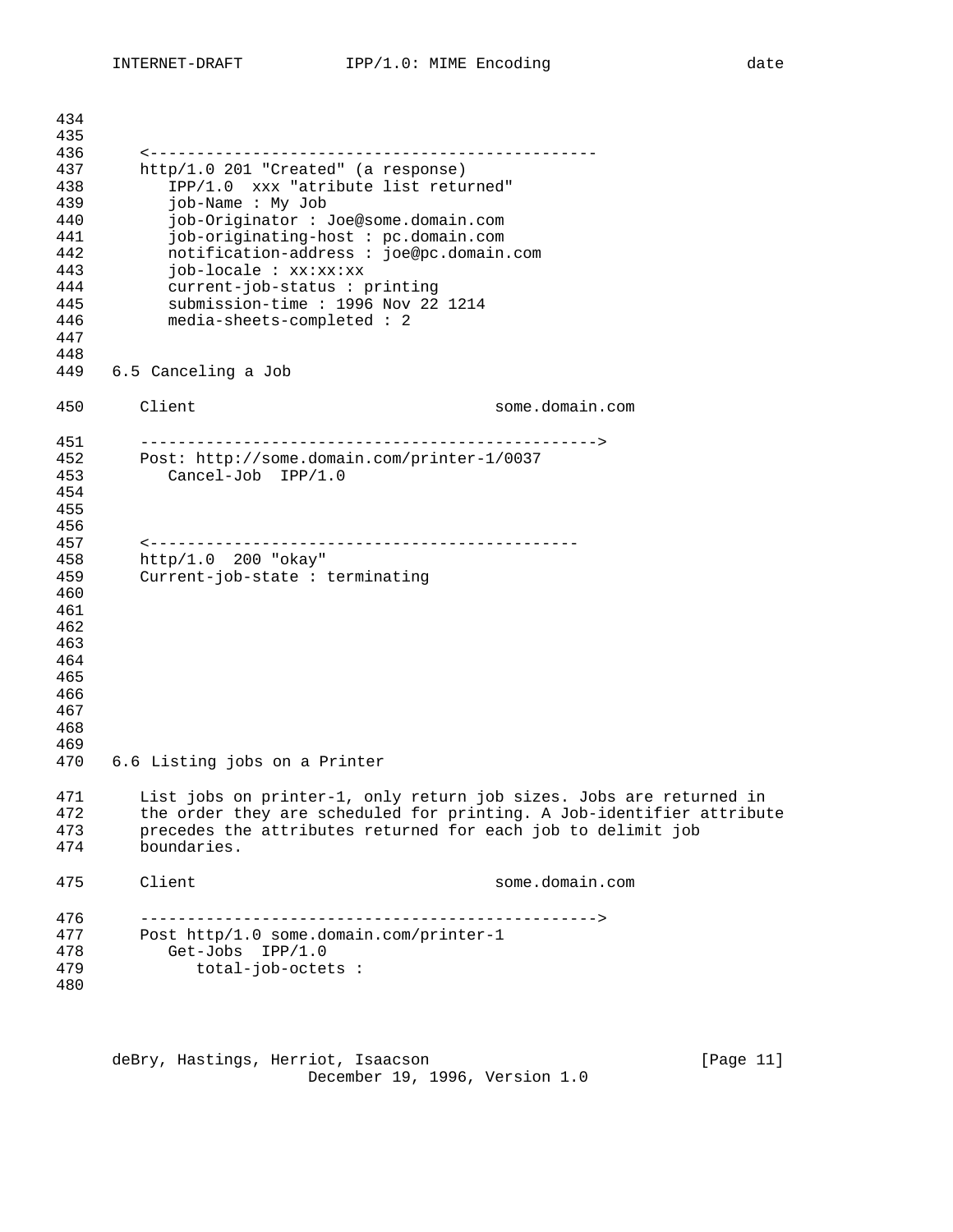```
<-----------------------------------------------
http/1.0 201 "Created" (a response)
   IPP/1.0  xxx "atribute list returned"
   job-Name : My Job
   job-Originator : Joe@some.domain.com
   job-originating-host : pc.domain.com
   notification-address : joe@pc.domain.com
   job-locale : xx:xx:xx
   current-job-status : printing
   submission-time : 1996 Nov 22 1214
   media-sheets-completed : 2
```

### 6.5 Canceling a Job

```
Client                                some.domain.com

------------------------------------------------->
Post: http://some.domain.com/printer-1/0037
   Cancel-Job  IPP/1.0



<---------------------------------------------
http/1.0  200 "okay"
Current-job-state : terminating
```

### 6.6 Listing jobs on a Printer

List jobs on printer-1, only return job sizes. Jobs are returned in the order they are scheduled for printing. A Job-identifier attribute precedes the attributes returned for each job to delimit job boundaries.

```
Client                                some.domain.com

------------------------------------------------->
Post http/1.0 some.domain.com/printer-1
   Get-Jobs  IPP/1.0
      total-job-octets :
```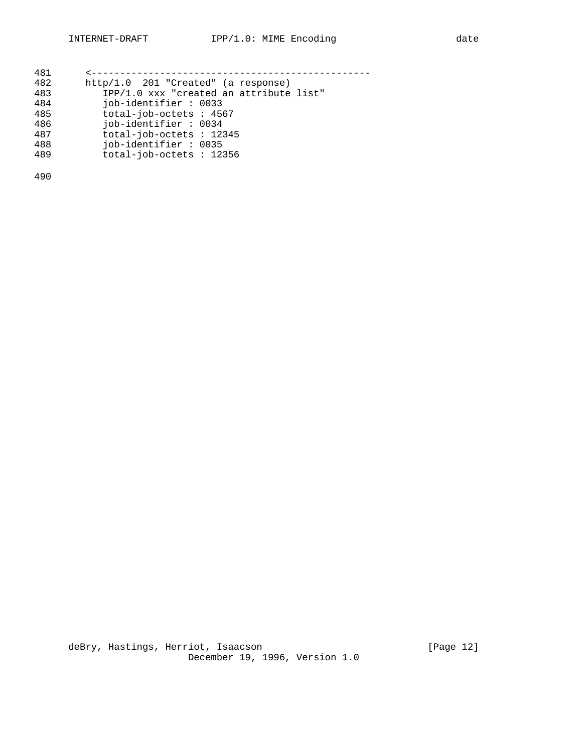```
481    <------------------------------------------------
482    http/1.0  201 "Created" (a response)
483       IPP/1.0 xxx "created an attribute list"
484       job-identifier : 0033
485       total-job-octets : 4567
486       job-identifier : 0034
487       total-job-octets : 12345
488       job-identifier : 0035
489       total-job-octets : 12356

490
```